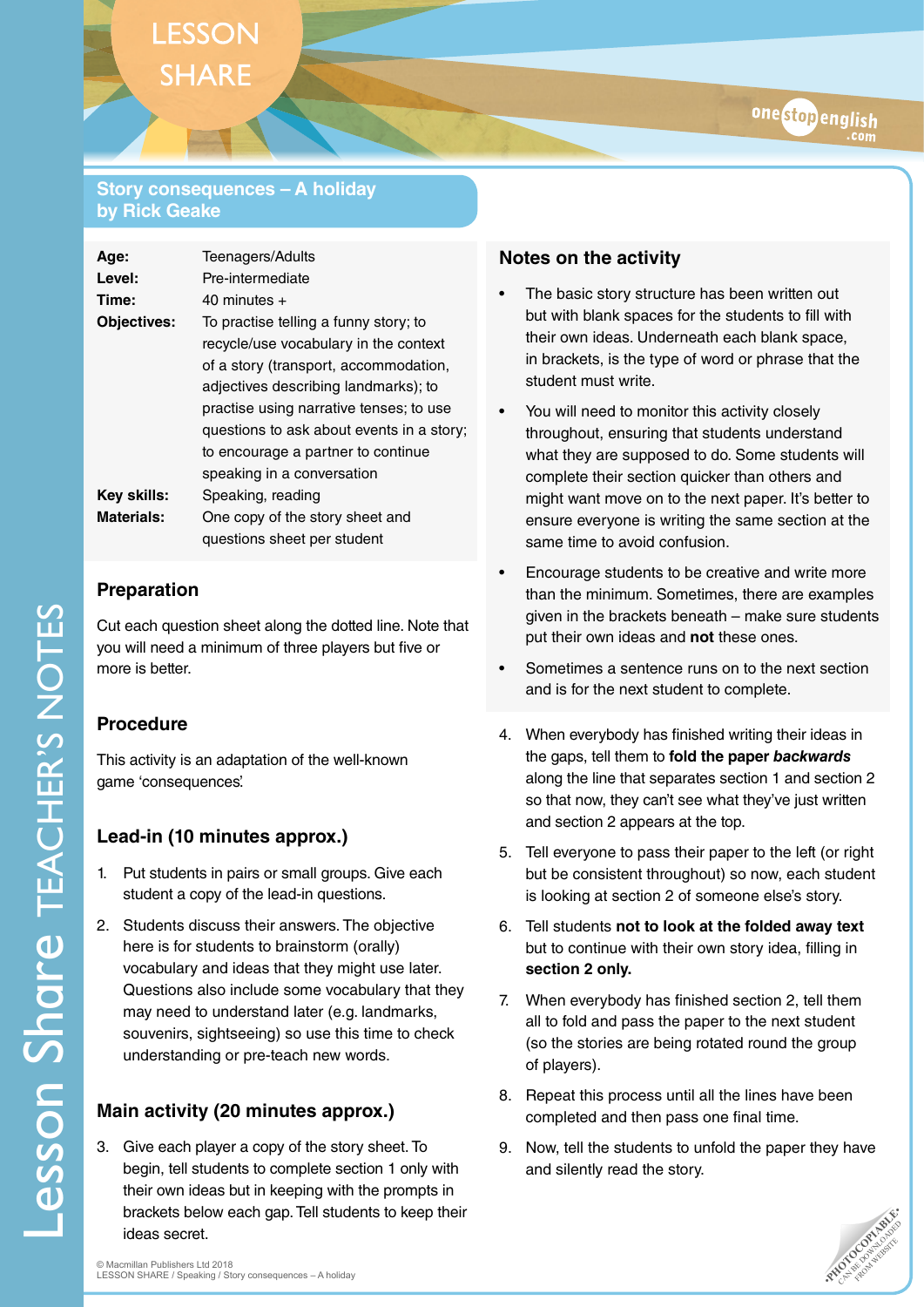## Story consequences – A holiday by Rick Geake

| | |
|---|---|
| **Age:** | Teenagers/Adults |
| **Level:** | Pre-intermediate |
| **Time:** | 40 minutes + |
| **Objectives:** | To practise telling a funny story; to recycle/use vocabulary in the context of a story (transport, accommodation, adjectives describing landmarks); to practise using narrative tenses; to use questions to ask about events in a story; to encourage a partner to continue speaking in a conversation |
| **Key skills:** | Speaking, reading |
| **Materials:** | One copy of the story sheet and questions sheet per student |

### Preparation

Cut each question sheet along the dotted line. Note that you will need a minimum of three players but five or more is better.

### Procedure

This activity is an adaptation of the well-known game 'consequences'.

### Lead-in (10 minutes approx.)

1. Put students in pairs or small groups. Give each student a copy of the lead-in questions.
2. Students discuss their answers. The objective here is for students to brainstorm (orally) vocabulary and ideas that they might use later. Questions also include some vocabulary that they may need to understand later (e.g. landmarks, souvenirs, sightseeing) so use this time to check understanding or pre-teach new words.

### Main activity (20 minutes approx.)

3. Give each player a copy of the story sheet. To begin, tell students to complete section 1 only with their own ideas but in keeping with the prompts in brackets below each gap. Tell students to keep their ideas secret.

### Notes on the activity

- The basic story structure has been written out but with blank spaces for the students to fill with their own ideas. Underneath each blank space, in brackets, is the type of word or phrase that the student must write.
- You will need to monitor this activity closely throughout, ensuring that students understand what they are supposed to do. Some students will complete their section quicker than others and might want move on to the next paper. It's better to ensure everyone is writing the same section at the same time to avoid confusion.
- Encourage students to be creative and write more than the minimum. Sometimes, there are examples given in the brackets beneath – make sure students put their own ideas and **not** these ones.
- Sometimes a sentence runs on to the next section and is for the next student to complete.

4. When everybody has finished writing their ideas in the gaps, tell them to **fold the paper *backwards*** along the line that separates section 1 and section 2 so that now, they can't see what they've just written and section 2 appears at the top.
5. Tell everyone to pass their paper to the left (or right but be consistent throughout) so now, each student is looking at section 2 of someone else's story.
6. Tell students **not to look at the folded away text** but to continue with their own story idea, filling in **section 2 only.**
7. When everybody has finished section 2, tell them all to fold and pass the paper to the next student (so the stories are being rotated round the group of players).
8. Repeat this process until all the lines have been completed and then pass one final time.
9. Now, tell the students to unfold the paper they have and silently read the story.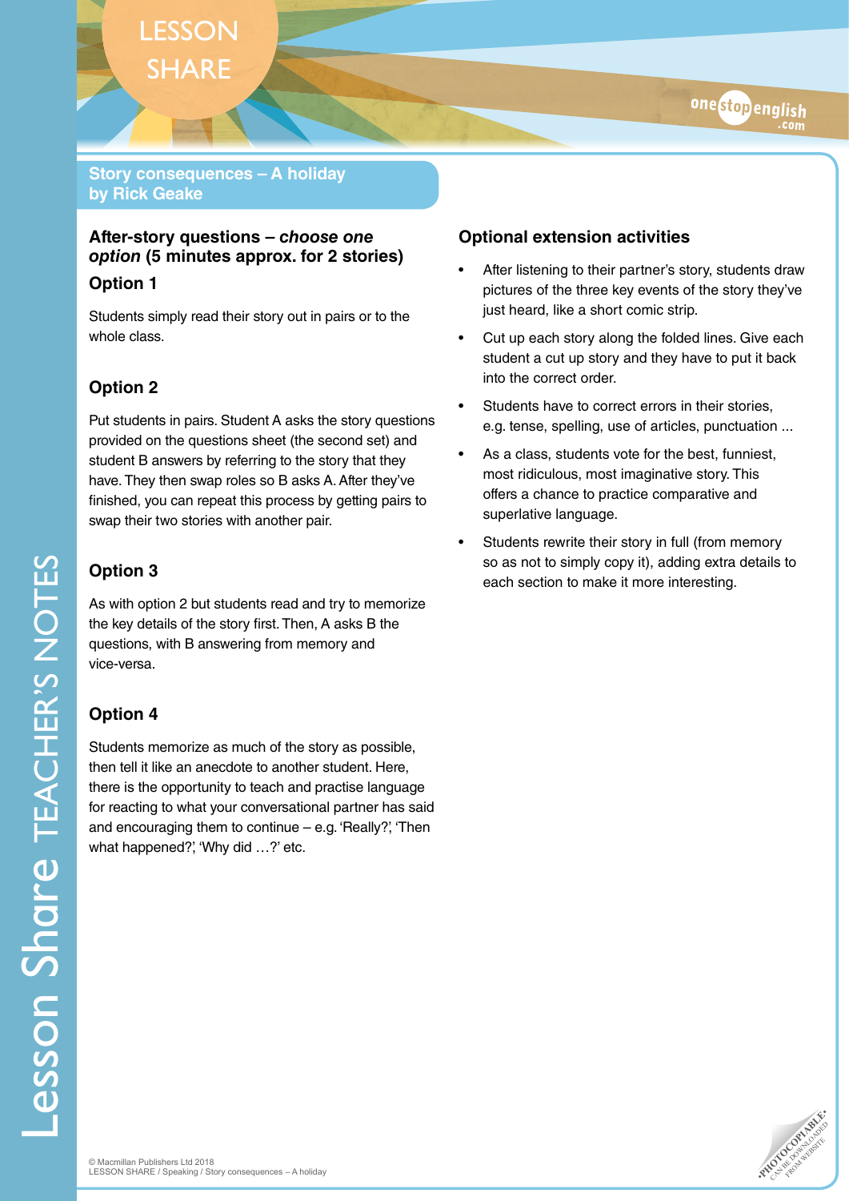## Story consequences – A holiday
## by Rick Geake

### After-story questions – *choose one option* (5 minutes approx. for 2 stories)

#### Option 1

Students simply read their story out in pairs or to the whole class.

#### Option 2

Put students in pairs. Student A asks the story questions provided on the questions sheet (the second set) and student B answers by referring to the story that they have. They then swap roles so B asks A. After they've finished, you can repeat this process by getting pairs to swap their two stories with another pair.

#### Option 3

As with option 2 but students read and try to memorize the key details of the story first. Then, A asks B the questions, with B answering from memory and vice-versa.

#### Option 4

Students memorize as much of the story as possible, then tell it like an anecdote to another student. Here, there is the opportunity to teach and practise language for reacting to what your conversational partner has said and encouraging them to continue – e.g. 'Really?', 'Then what happened?', 'Why did …?' etc.

### Optional extension activities

- After listening to their partner's story, students draw pictures of the three key events of the story they've just heard, like a short comic strip.
- Cut up each story along the folded lines. Give each student a cut up story and they have to put it back into the correct order.
- Students have to correct errors in their stories, e.g. tense, spelling, use of articles, punctuation ...
- As a class, students vote for the best, funniest, most ridiculous, most imaginative story. This offers a chance to practice comparative and superlative language.
- Students rewrite their story in full (from memory so as not to simply copy it), adding extra details to each section to make it more interesting.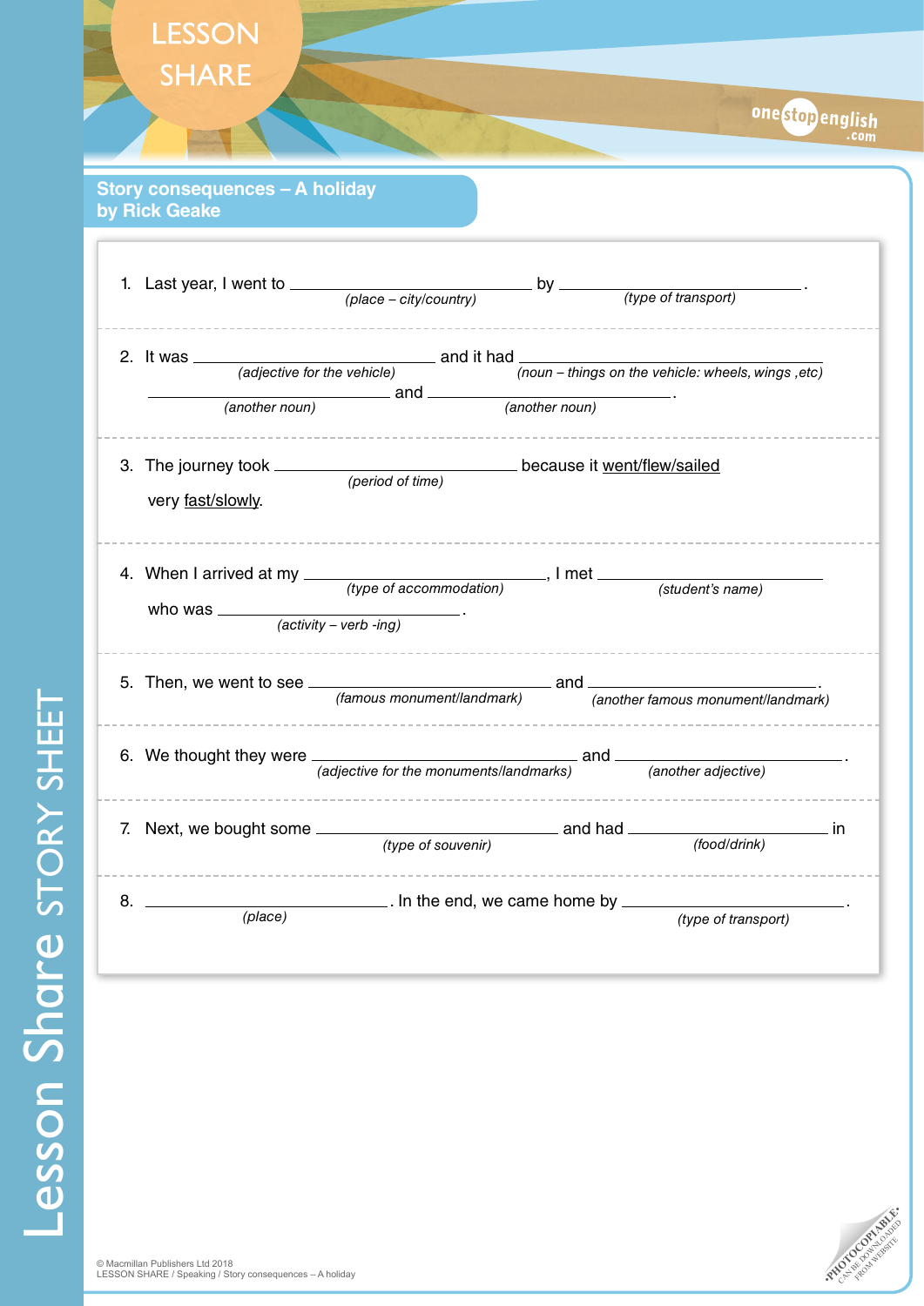# Story consequences – A holiday
**by Rick Geake**

1. Last year, I went to ______________________ by ______________________.
   *(place – city/country)* *(type of transport)*

---

2. It was ______________________ and it had ______________________
   *(adjective for the vehicle)* *(noun – things on the vehicle: wheels, wings ,etc)*
   ______________________ and ______________________.
   *(another noun)* *(another noun)*

---

3. The journey took ______________________ because it went/flew/sailed very fast/slowly.
   *(period of time)*

---

4. When I arrived at my ______________________, I met ______________________
   *(type of accommodation)* *(student's name)*
   who was ______________________.
   *(activity – verb -ing)*

---

5. Then, we went to see ______________________ and ______________________.
   *(famous monument/landmark)* *(another famous monument/landmark)*

---

6. We thought they were ______________________ and ______________________.
   *(adjective for the monuments/landmarks)* *(another adjective)*

---

7. Next, we bought some ______________________ and had ______________________ in
   *(type of souvenir)* *(food/drink)*

---

8. ______________________. In the end, we came home by ______________________.
   *(place)* *(type of transport)*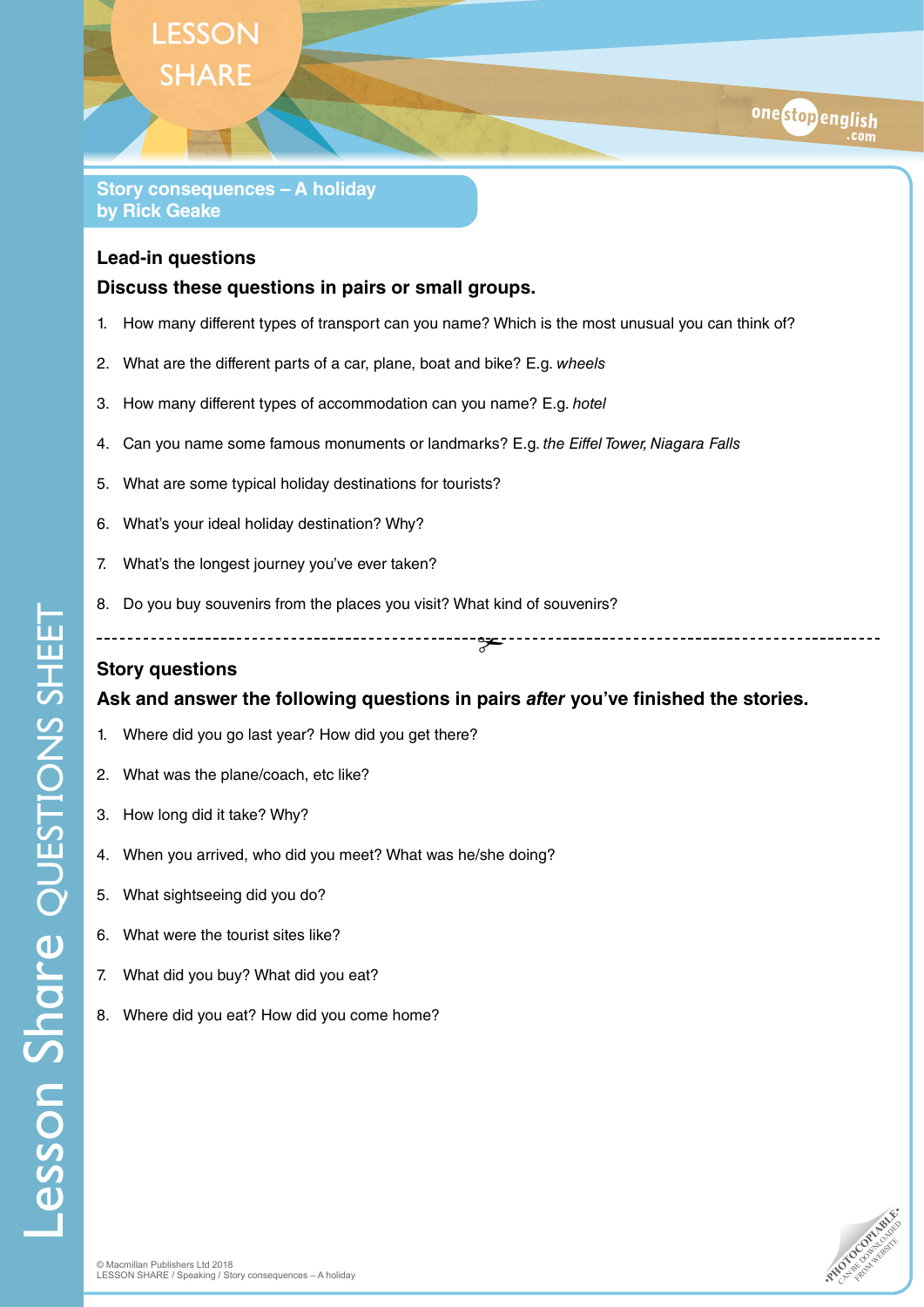## Story consequences – A holiday by Rick Geake

### Lead-in questions

**Discuss these questions in pairs or small groups.**

1. How many different types of transport can you name? Which is the most unusual you can think of?
2. What are the different parts of a car, plane, boat and bike? E.g. *wheels*
3. How many different types of accommodation can you name? E.g. *hotel*
4. Can you name some famous monuments or landmarks? E.g. *the Eiffel Tower, Niagara Falls*
5. What are some typical holiday destinations for tourists?
6. What's your ideal holiday destination? Why?
7. What's the longest journey you've ever taken?
8. Do you buy souvenirs from the places you visit? What kind of souvenirs?

---

### Story questions

**Ask and answer the following questions in pairs *after* you've finished the stories.**

1. Where did you go last year? How did you get there?
2. What was the plane/coach, etc like?
3. How long did it take? Why?
4. When you arrived, who did you meet? What was he/she doing?
5. What sightseeing did you do?
6. What were the tourist sites like?
7. What did you buy? What did you eat?
8. Where did you eat? How did you come home?

© Macmillan Publishers Ltd 2018
LESSON SHARE / Speaking / Story consequences – A holiday